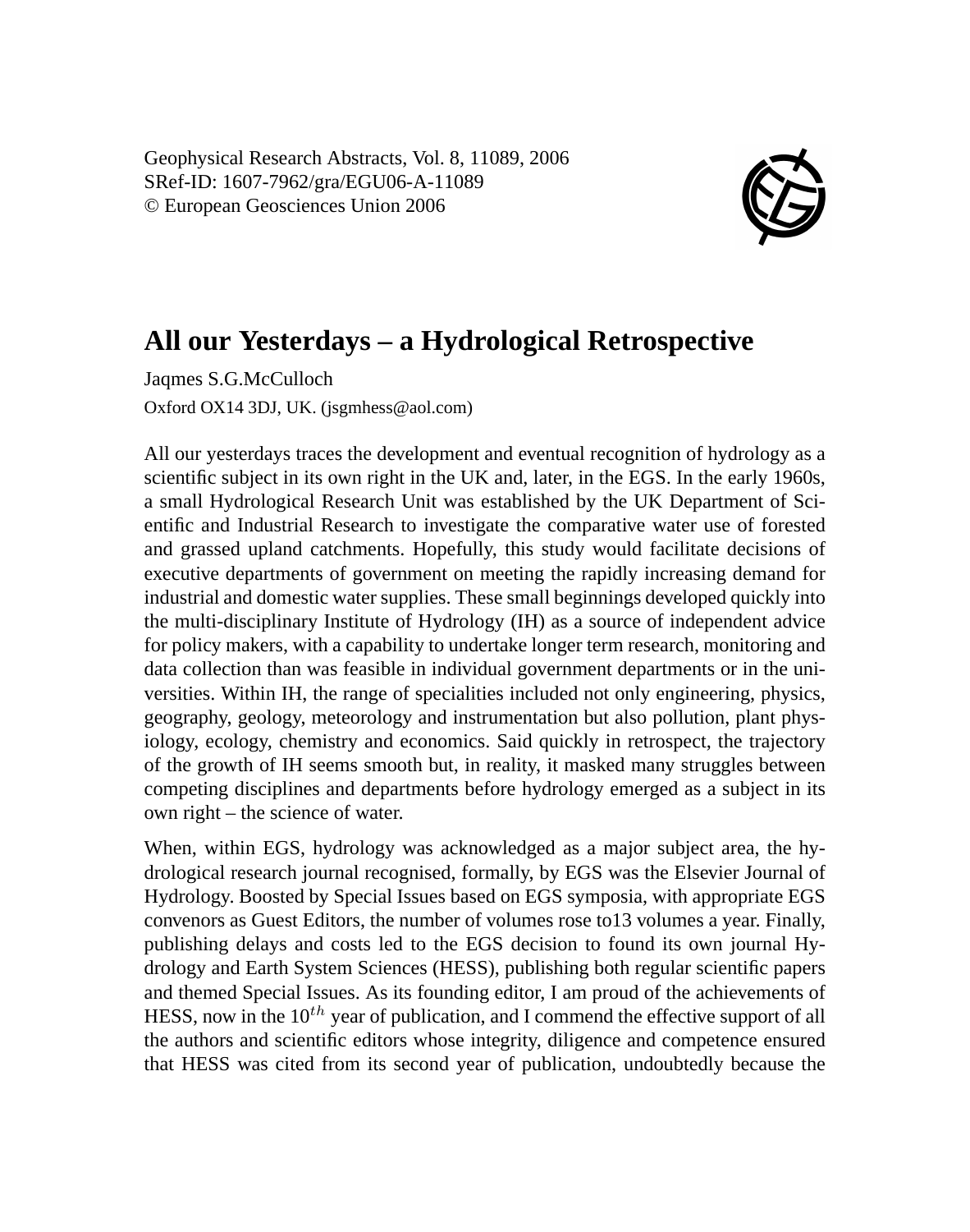Geophysical Research Abstracts, Vol. 8, 11089, 2006
SRef-ID: 1607-7962/gra/EGU06-A-11089
© European Geosciences Union 2006

# All our Yesterdays – a Hydrological Retrospective

Jaqmes S.G.McCulloch

Oxford OX14 3DJ, UK. (jsgmhess@aol.com)

All our yesterdays traces the development and eventual recognition of hydrology as a scientific subject in its own right in the UK and, later, in the EGS. In the early 1960s, a small Hydrological Research Unit was established by the UK Department of Scientific and Industrial Research to investigate the comparative water use of forested and grassed upland catchments. Hopefully, this study would facilitate decisions of executive departments of government on meeting the rapidly increasing demand for industrial and domestic water supplies. These small beginnings developed quickly into the multi-disciplinary Institute of Hydrology (IH) as a source of independent advice for policy makers, with a capability to undertake longer term research, monitoring and data collection than was feasible in individual government departments or in the universities. Within IH, the range of specialities included not only engineering, physics, geography, geology, meteorology and instrumentation but also pollution, plant physiology, ecology, chemistry and economics. Said quickly in retrospect, the trajectory of the growth of IH seems smooth but, in reality, it masked many struggles between competing disciplines and departments before hydrology emerged as a subject in its own right – the science of water.

When, within EGS, hydrology was acknowledged as a major subject area, the hydrological research journal recognised, formally, by EGS was the Elsevier Journal of Hydrology. Boosted by Special Issues based on EGS symposia, with appropriate EGS convenors as Guest Editors, the number of volumes rose to13 volumes a year. Finally, publishing delays and costs led to the EGS decision to found its own journal Hydrology and Earth System Sciences (HESS), publishing both regular scientific papers and themed Special Issues. As its founding editor, I am proud of the achievements of HESS, now in the $10^{th}$ year of publication, and I commend the effective support of all the authors and scientific editors whose integrity, diligence and competence ensured that HESS was cited from its second year of publication, undoubtedly because the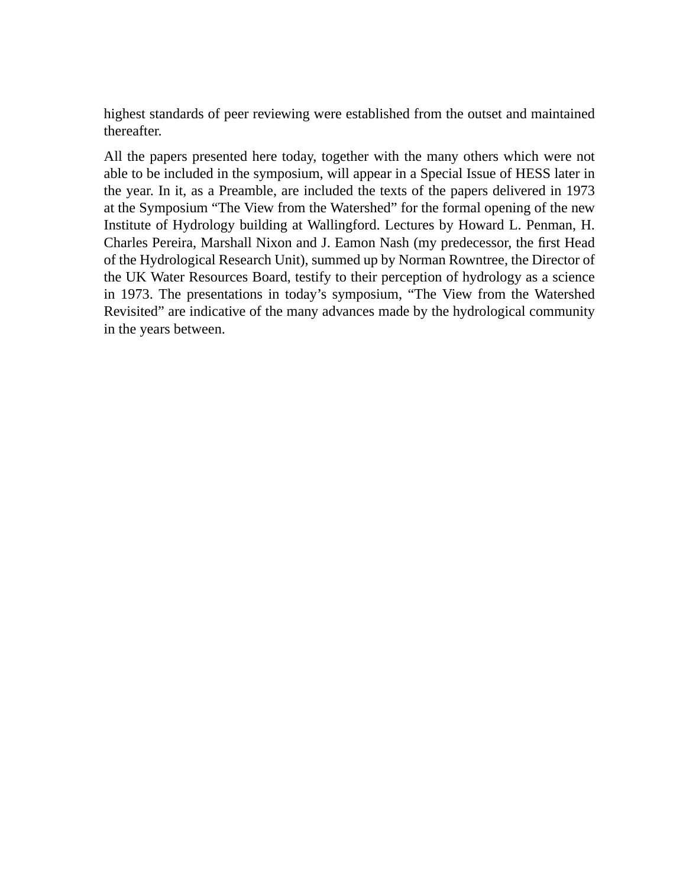highest standards of peer reviewing were established from the outset and maintained thereafter.

All the papers presented here today, together with the many others which were not able to be included in the symposium, will appear in a Special Issue of HESS later in the year. In it, as a Preamble, are included the texts of the papers delivered in 1973 at the Symposium "The View from the Watershed" for the formal opening of the new Institute of Hydrology building at Wallingford. Lectures by Howard L. Penman, H. Charles Pereira, Marshall Nixon and J. Eamon Nash (my predecessor, the first Head of the Hydrological Research Unit), summed up by Norman Rowntree, the Director of the UK Water Resources Board, testify to their perception of hydrology as a science in 1973. The presentations in today's symposium, "The View from the Watershed Revisited" are indicative of the many advances made by the hydrological community in the years between.